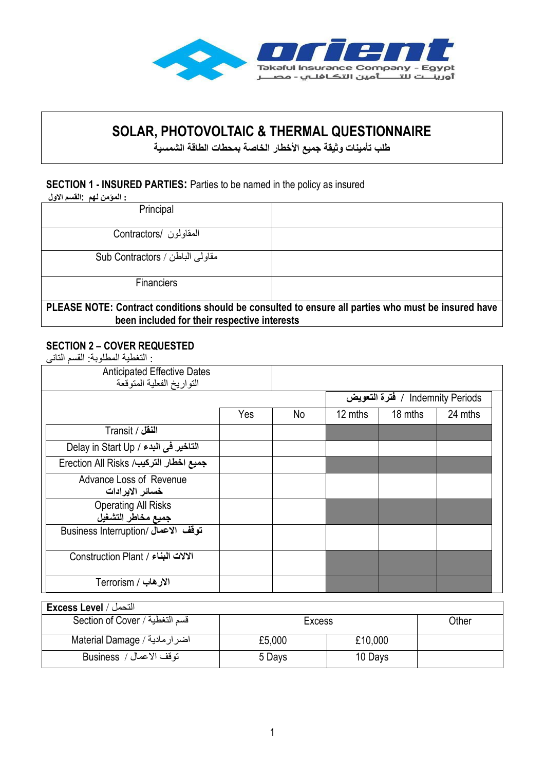orient
Takaful Insurance Company - Egypt
أورينــت للتــــأمين التكـافلـي - مصـــر

# SOLAR, PHOTOVOLTAIC & THERMAL QUESTIONNAIRE

## طلب تأمينات وثيقة جميع الأخطار الخاصة بمحطات الطاقة الشمسية

**SECTION 1 - INSURED PARTIES:** Parties to be named in the policy as insured

**: المؤمن لهم :القسم الاول**

| | |
|---|---|
| Principal | |
| Contractors/ المقاولون | |
| Sub Contractors / مقاولى الباطن | |
| Financiers | |
| **PLEASE NOTE: Contract conditions should be consulted to ensure all parties who must be insured have been included for their respective interests** | |

**SECTION 2 – COVER REQUESTED**

: التغطية المطلوبة: القسم التانى

| Anticipated Effective Dates التواريخ الفعلية المتوقعة | | | | | |
|---|---|---|---|---|---|
| | | | **فترة التعويض** / Indemnity Periods | | |
| | Yes | No | 12 mths | 18 mths | 24 mths |
| Transit / **النقل** | | | | | |
| Delay in Start Up / **التاخير فى البدء** | | | | | |
| Erection All Risks /**جميع اخطار التركيب** | | | | | |
| Advance Loss of Revenue **خسائر الايرادات** | | | | | |
| Operating All Risks **جميع مخاطر التشغيل** | | | | | |
| Business Interruption/ **توقف الاعمال** | | | | | |
| Construction Plant / **الالات البناء** | | | | | |
| Terrorism / **الارهاب** | | | | | |

| **Excess Level** / التحمل | | | |
|---|---|---|---|
| Section of Cover / قسم التغطية | Excess | | Other |
| Material Damage / اضرارمادية | £5,000 | £10,000 | |
| Business / توقف الاعمال | 5 Days | 10 Days | |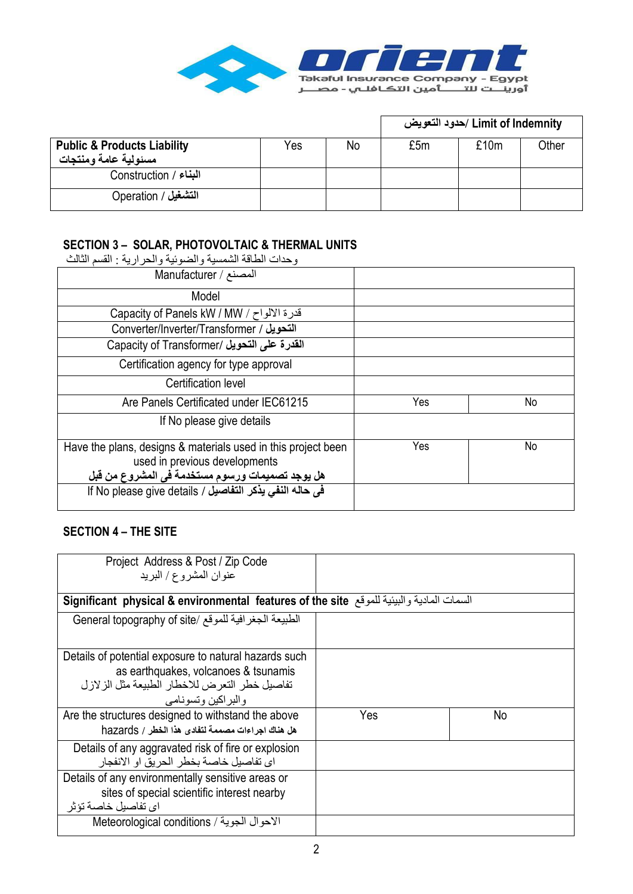| | | | Limit of Indemnity /حدود التعويض | | |
|---|---|---|---|---|---|
| **Public & Products Liability**<br>**مسئولية عامة ومنتجات** | Yes | No | £5m | £10m | Other |
| Construction / **البناء** | | | | | |
| Operation / **التشغيل** | | | | | |

## SECTION 3 – SOLAR, PHOTOVOLTAIC & THERMAL UNITS

وحدات الطاقة الشمسية والضوئية والحرارية : القسم الثالث

| | | |
|---|---|---|
| Manufacturer / المصنع | | |
| Model | | |
| Capacity of Panels kW / MW / قدرة الالواح | | |
| Converter/Inverter/Transformer / **التحويل** | | |
| Capacity of Transformer/ **القدرة على التحويل** | | |
| Certification agency for type approval | | |
| Certification level | | |
| Are Panels Certificated under IEC61215 | Yes | No |
| If No please give details | | |
| Have the plans, designs & materials used in this project been used in previous developments<br>**هل يوجد تصميمات ورسوم مستخدمة فى المشروع من قبل** | Yes | No |
| If No please give details / **فى حاله النفي يذكر التفاصيل** | | |

## SECTION 4 – THE SITE

| | | |
|---|---|---|
| Project Address & Post / Zip Code<br>عنوان المشروع / البريد | | |
| **Significant physical & environmental features of the site** السمات المادية والبيئية للموقع | | |
| General topography of site/ الطبيعة الجغرافية للموقع | | |
| Details of potential exposure to natural hazards such as earthquakes, volcanoes & tsunamis<br>تفاصيل خطر التعرض للاخطار الطبيعة مثل الزلازل والبراكين وتسونامى | | |
| Are the structures designed to withstand the above hazards / **هل هناك اجراءات مصممة لتفادى هذا الخطر** | Yes | No |
| Details of any aggravated risk of fire or explosion<br>اى تفاصيل خاصة بخطر الحريق او الانفجار | | |
| Details of any environmentally sensitive areas or sites of special scientific interest nearby<br>اى تفاصيل خاصة تؤثر | | |
| Meteorological conditions / الاحوال الجوية | | |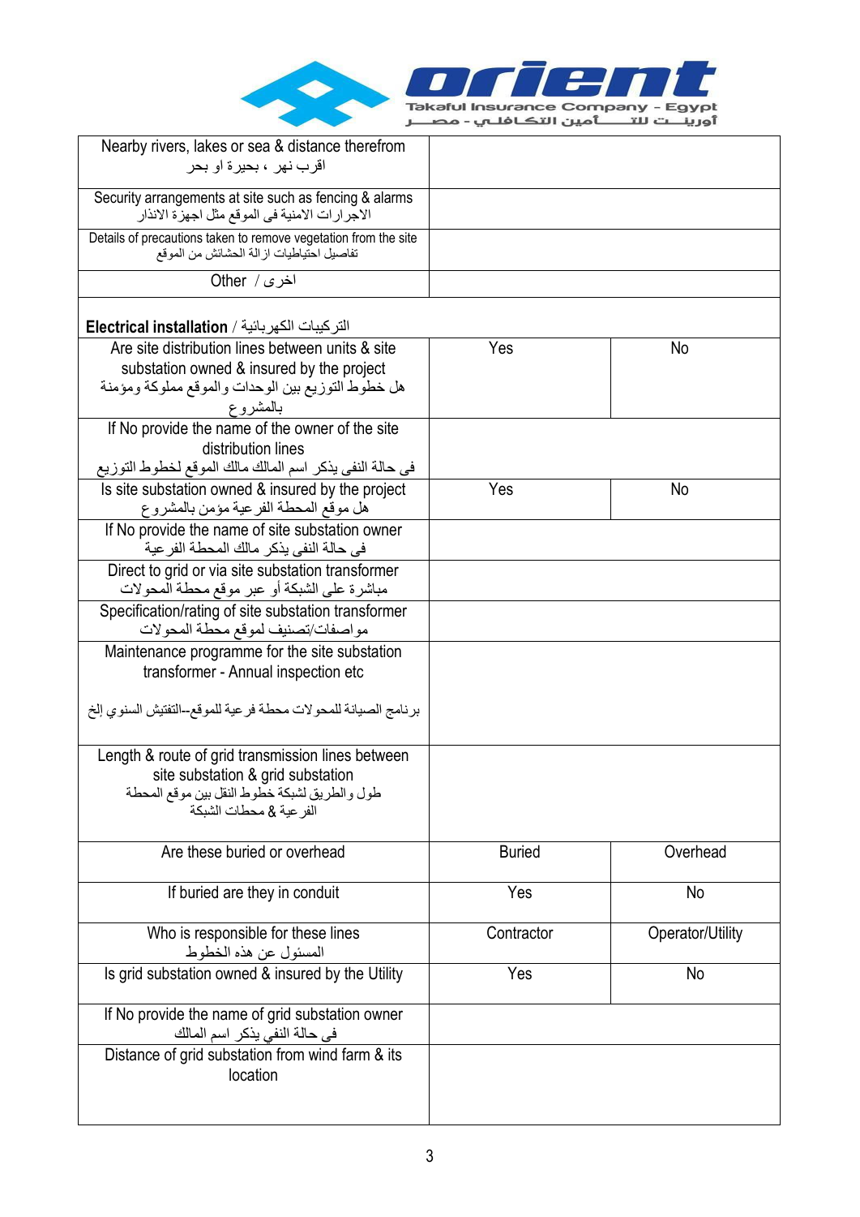| | | |
|---|---|---|
| Nearby rivers, lakes or sea & distance therefrom<br>اقرب نهر ، بحيرة او بحر | | |
| Security arrangements at site such as fencing & alarms<br>الاجراءات الامنية فى الموقع مثل اجهزة الانذار | | |
| Details of precautions taken to remove vegetation from the site<br>تفاصيل احتياطيات ازالة الحشائش من الموقع | | |
| Other / اخرى | | |
| **Electrical installation** / التركيبات الكهربائية | | |
| Are site distribution lines between units & site substation owned & insured by the project<br>هل خطوط التوزيع بين الوحدات والموقع مملوكة ومؤمنة بالمشروع | Yes | No |
| If No provide the name of the owner of the site distribution lines<br>فى حالة النفى يذكر اسم المالك مالك الموقع لخطوط التوزيع | | |
| Is site substation owned & insured by the project<br>هل موقع المحطة الفرعية مؤمن بالمشروع | Yes | No |
| If No provide the name of site substation owner<br>فى حالة النفى يذكر مالك المحطة الفرعية | | |
| Direct to grid or via site substation transformer<br>مباشرة على الشبكة أو عبر موقع محطة المحولات | | |
| Specification/rating of site substation transformer<br>مواصفات/تصنيف لموقع محطة المحولات | | |
| Maintenance programme for the site substation transformer - Annual inspection etc<br>برنامج الصيانة للمحولات محطة فرعية للموقع--التفتيش السنوي إلخ | | |
| Length & route of grid transmission lines between site substation & grid substation<br>طول والطريق لشبكة خطوط النقل بين موقع المحطة الفرعية & محطات الشبكة | | |
| Are these buried or overhead | Buried | Overhead |
| If buried are they in conduit | Yes | No |
| Who is responsible for these lines<br>المسئول عن هذه الخطوط | Contractor | Operator/Utility |
| Is grid substation owned & insured by the Utility | Yes | No |
| If No provide the name of grid substation owner<br>فى حالة النفي يذكر اسم المالك | | |
| Distance of grid substation from wind farm & its location | | |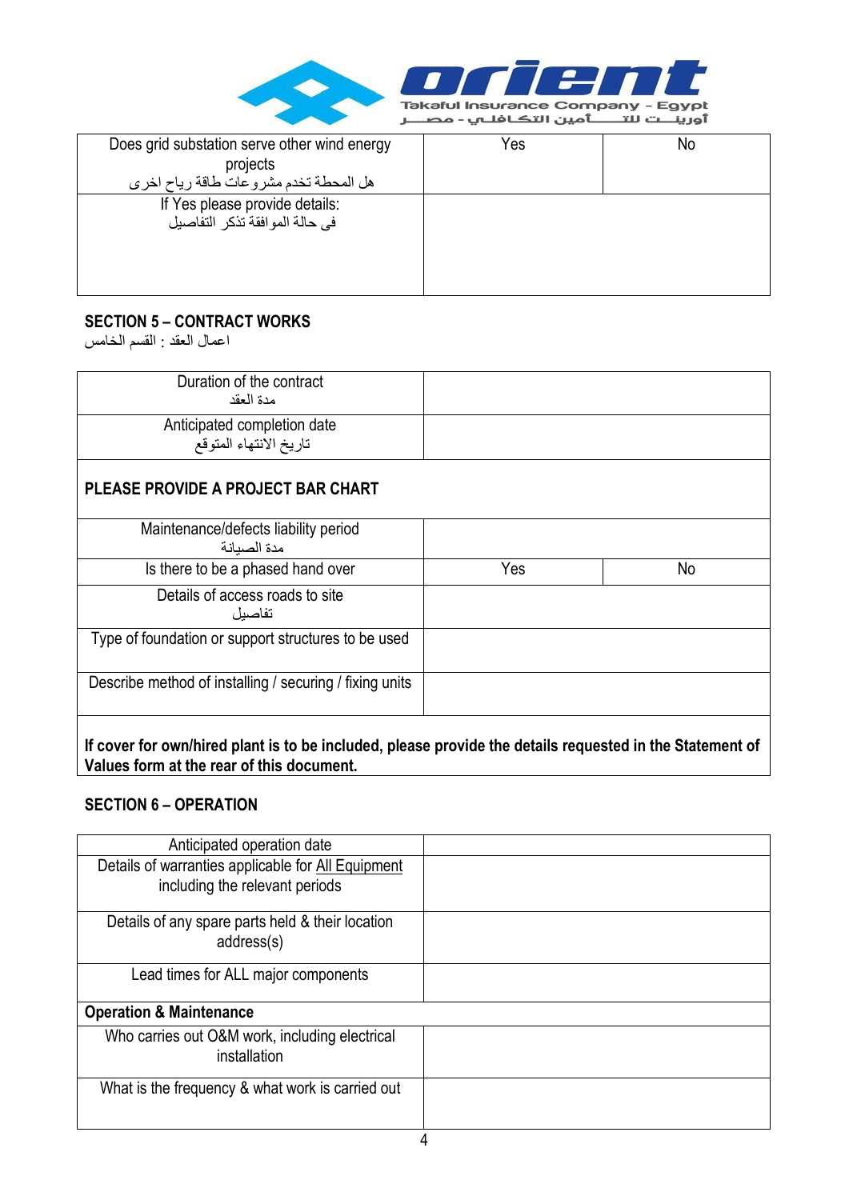| Does grid substation serve other wind energy projects<br>هل المحطة تخدم مشروعات طاقة رياح اخرى | Yes | No |
|---|---|---|
| If Yes please provide details:<br>فى حالة الموافقة تذكر التفاصيل | | |

## SECTION 5 – CONTRACT WORKS

اعمال العقد : القسم الخامس

| Duration of the contract<br>مدة العقد | | |
|---|---|---|
| Anticipated completion date<br>تاريخ الانتهاء المتوقع | | |
| **PLEASE PROVIDE A PROJECT BAR CHART** | | |
| Maintenance/defects liability period<br>مدة الصيانة | | |
| Is there to be a phased hand over | Yes | No |
| Details of access roads to site<br>تفاصيل | | |
| Type of foundation or support structures to be used | | |
| Describe method of installing / securing / fixing units | | |
| **If cover for own/hired plant is to be included, please provide the details requested in the Statement of Values form at the rear of this document.** | | |

## SECTION 6 – OPERATION

| Anticipated operation date | |
|---|---|
| Details of warranties applicable for All Equipment including the relevant periods | |
| Details of any spare parts held & their location address(s) | |
| Lead times for ALL major components | |
| **Operation & Maintenance** | |
| Who carries out O&M work, including electrical installation | |
| What is the frequency & what work is carried out | |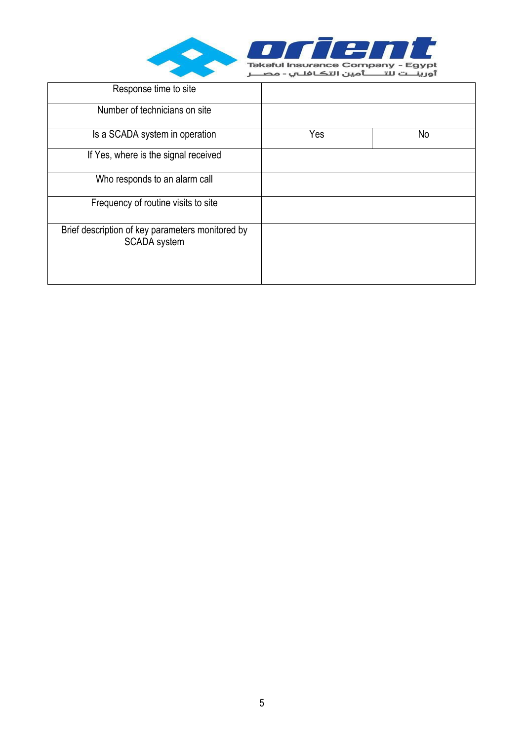| Response time to site | | |
|---|---|---|
| Number of technicians on site | | |
| Is a SCADA system in operation | Yes | No |
| If Yes, where is the signal received | | |
| Who responds to an alarm call | | |
| Frequency of routine visits to site | | |
| Brief description of key parameters monitored by SCADA system | | |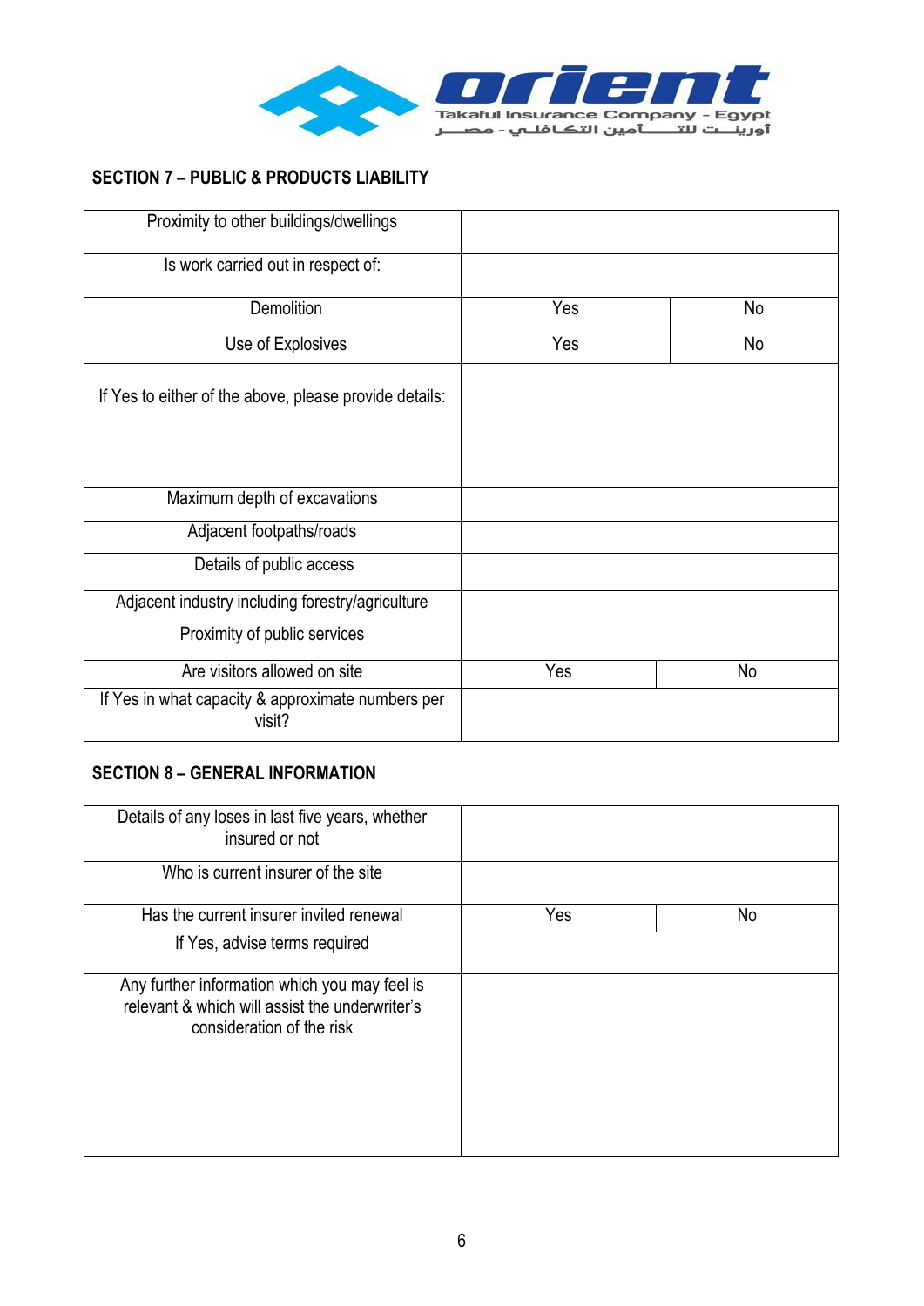## SECTION 7 – PUBLIC & PRODUCTS LIABILITY

| | | |
|---|---|---|
| Proximity to other buildings/dwellings | | |
| Is work carried out in respect of: | | |
| Demolition | Yes | No |
| Use of Explosives | Yes | No |
| If Yes to either of the above, please provide details: | | |
| Maximum depth of excavations | | |
| Adjacent footpaths/roads | | |
| Details of public access | | |
| Adjacent industry including forestry/agriculture | | |
| Proximity of public services | | |
| Are visitors allowed on site | Yes | No |
| If Yes in what capacity & approximate numbers per visit? | | |

## SECTION 8 – GENERAL INFORMATION

| | | |
|---|---|---|
| Details of any loses in last five years, whether insured or not | | |
| Who is current insurer of the site | | |
| Has the current insurer invited renewal | Yes | No |
| If Yes, advise terms required | | |
| Any further information which you may feel is relevant & which will assist the underwriter's consideration of the risk | | |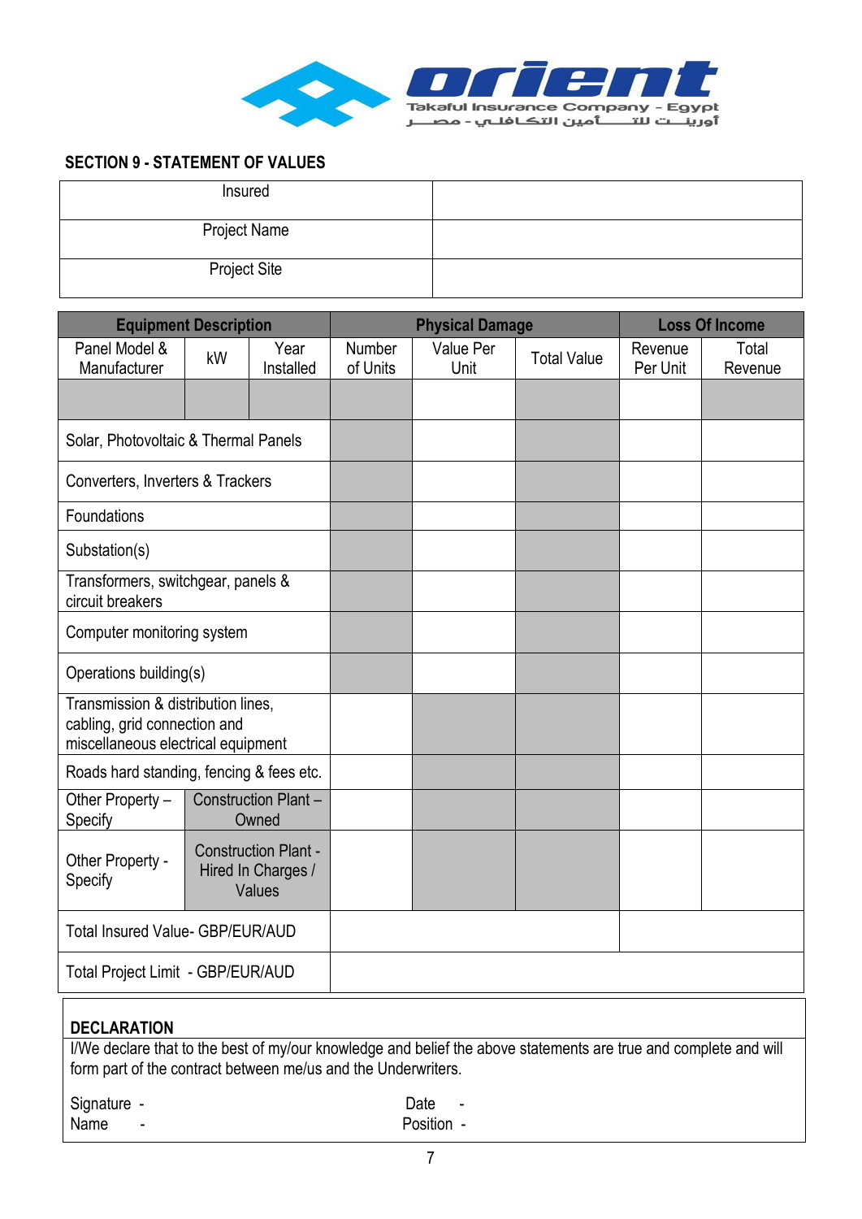Orient Takaful Insurance Company - Egypt
أوريـــنـت للتـــــأمين التكافلي - مصـــر

## SECTION 9 - STATEMENT OF VALUES

| | |
|---|---|
| Insured | |
| Project Name | |
| Project Site | |

| Equipment Description | | | Physical Damage | | | Loss Of Income | |
|---|---|---|---|---|---|---|---|
| Panel Model & Manufacturer | kW | Year Installed | Number of Units | Value Per Unit | Total Value | Revenue Per Unit | Total Revenue |
| | | | | | | | |
| Solar, Photovoltaic & Thermal Panels | | | | | | | |
| Converters, Inverters & Trackers | | | | | | | |
| Foundations | | | | | | | |
| Substation(s) | | | | | | | |
| Transformers, switchgear, panels & circuit breakers | | | | | | | |
| Computer monitoring system | | | | | | | |
| Operations building(s) | | | | | | | |
| Transmission & distribution lines, cabling, grid connection and miscellaneous electrical equipment | | | | | | | |
| Roads hard standing, fencing & fees etc. | | | | | | | |
| Other Property – Specify | Construction Plant – Owned | | | | | | |
| Other Property - Specify | Construction Plant - Hired In Charges / Values | | | | | | |
| Total Insured Value- GBP/EUR/AUD | | | | | | | |
| Total Project Limit - GBP/EUR/AUD | | | | | | | |

**DECLARATION**

I/We declare that to the best of my/our knowledge and belief the above statements are true and complete and will form part of the contract between me/us and the Underwriters.

Signature - &nbsp;&nbsp;&nbsp;&nbsp;&nbsp;&nbsp;&nbsp;&nbsp;&nbsp;&nbsp;&nbsp;&nbsp;&nbsp;&nbsp;&nbsp;&nbsp;&nbsp;&nbsp;&nbsp;&nbsp; Date -

Name - &nbsp;&nbsp;&nbsp;&nbsp;&nbsp;&nbsp;&nbsp;&nbsp;&nbsp;&nbsp;&nbsp;&nbsp;&nbsp;&nbsp;&nbsp;&nbsp;&nbsp;&nbsp;&nbsp;&nbsp;&nbsp;&nbsp;&nbsp; Position -